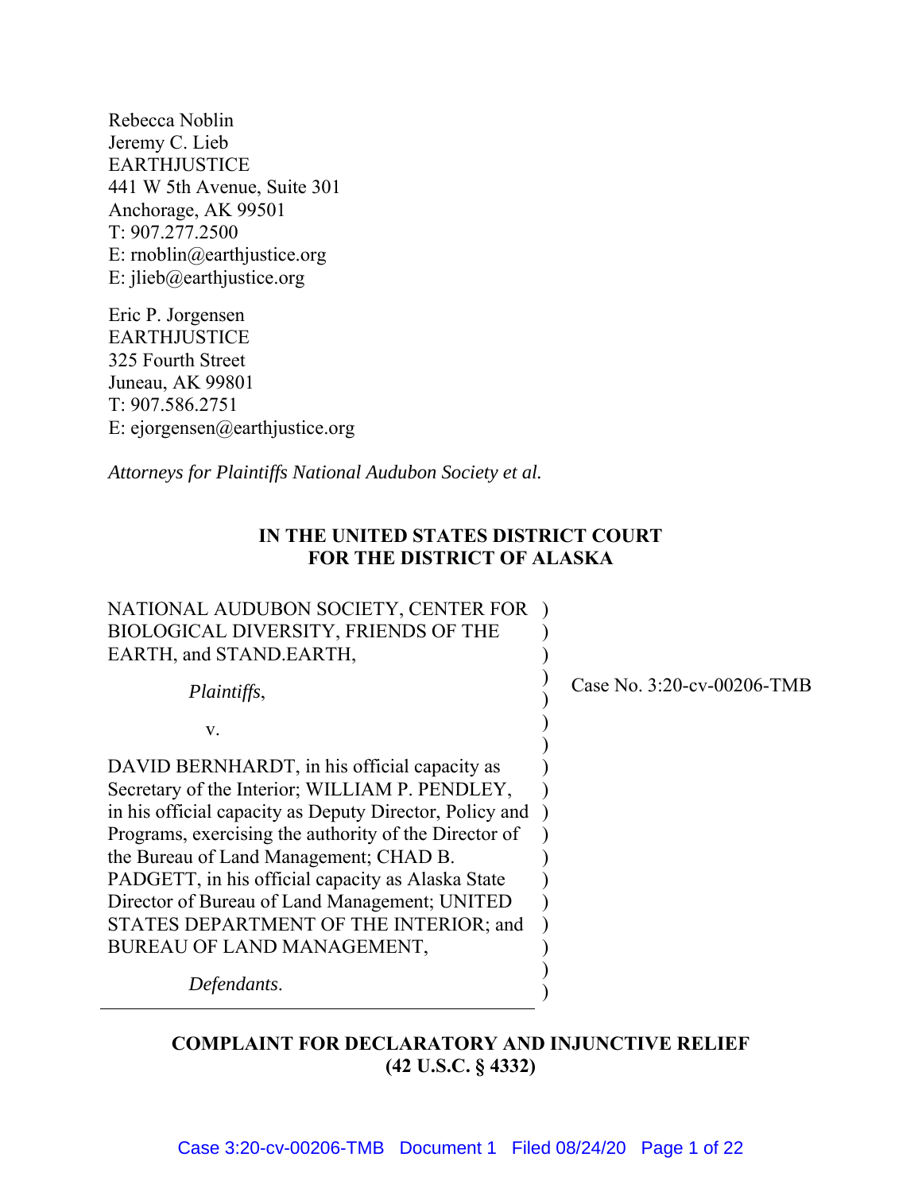Rebecca Noblin
Jeremy C. Lieb
EARTHJUSTICE
441 W 5th Avenue, Suite 301
Anchorage, AK 99501
T: 907.277.2500
E: rnoblin@earthjustice.org
E: jlieb@earthjustice.org

Eric P. Jorgensen
EARTHJUSTICE
325 Fourth Street
Juneau, AK 99801
T: 907.586.2751
E: ejorgensen@earthjustice.org

*Attorneys for Plaintiffs National Audubon Society et al.*

**IN THE UNITED STATES DISTRICT COURT
FOR THE DISTRICT OF ALASKA**

NATIONAL AUDUBON SOCIETY, CENTER FOR BIOLOGICAL DIVERSITY, FRIENDS OF THE EARTH, and STAND.EARTH,

*Plaintiffs*,

v.

DAVID BERNHARDT, in his official capacity as Secretary of the Interior; WILLIAM P. PENDLEY, in his official capacity as Deputy Director, Policy and Programs, exercising the authority of the Director of the Bureau of Land Management; CHAD B. PADGETT, in his official capacity as Alaska State Director of Bureau of Land Management; UNITED STATES DEPARTMENT OF THE INTERIOR; and BUREAU OF LAND MANAGEMENT,

*Defendants*.

Case No. 3:20-cv-00206-TMB

**COMPLAINT FOR DECLARATORY AND INJUNCTIVE RELIEF
(42 U.S.C. § 4332)**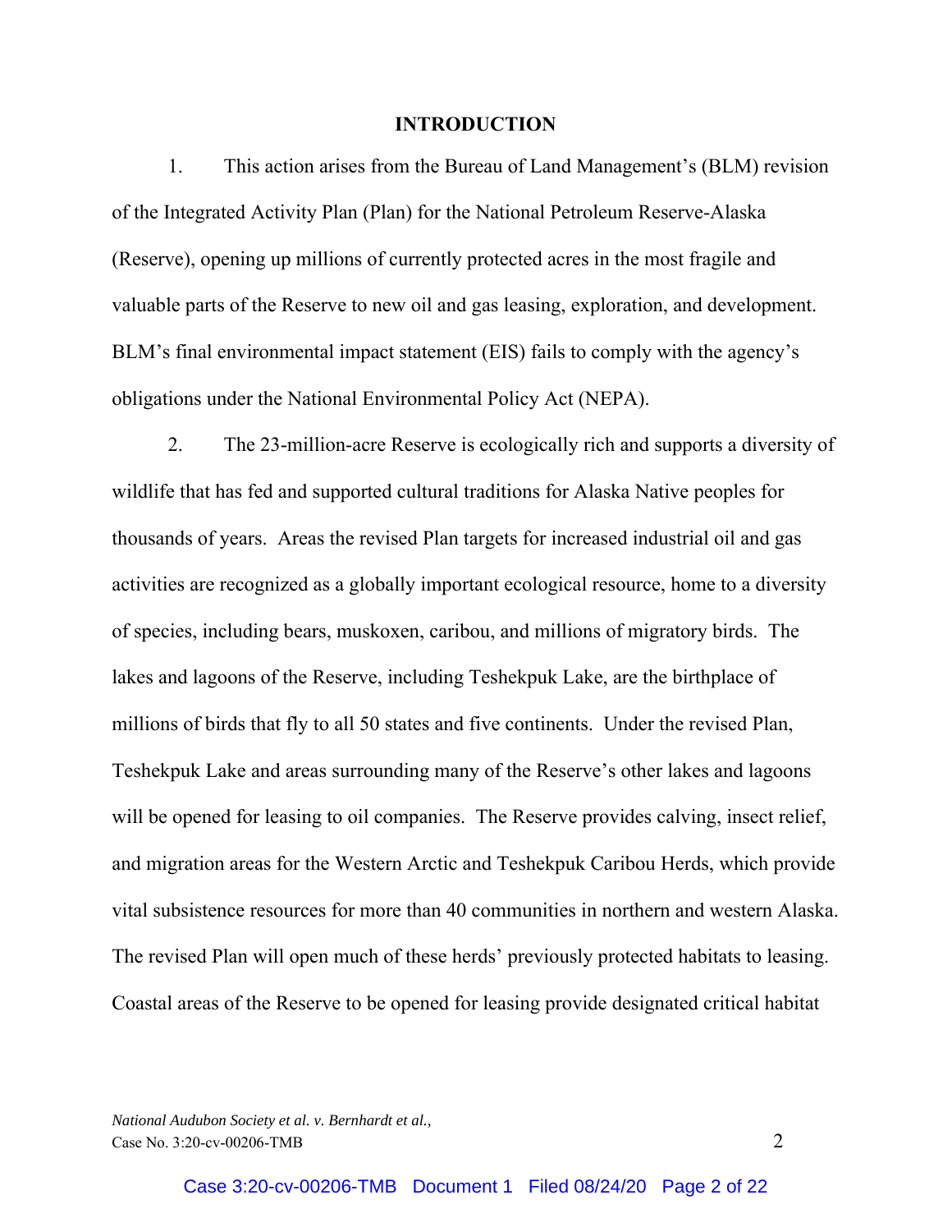## INTRODUCTION

1. This action arises from the Bureau of Land Management's (BLM) revision of the Integrated Activity Plan (Plan) for the National Petroleum Reserve-Alaska (Reserve), opening up millions of currently protected acres in the most fragile and valuable parts of the Reserve to new oil and gas leasing, exploration, and development. BLM's final environmental impact statement (EIS) fails to comply with the agency's obligations under the National Environmental Policy Act (NEPA).

2. The 23-million-acre Reserve is ecologically rich and supports a diversity of wildlife that has fed and supported cultural traditions for Alaska Native peoples for thousands of years. Areas the revised Plan targets for increased industrial oil and gas activities are recognized as a globally important ecological resource, home to a diversity of species, including bears, muskoxen, caribou, and millions of migratory birds. The lakes and lagoons of the Reserve, including Teshekpuk Lake, are the birthplace of millions of birds that fly to all 50 states and five continents. Under the revised Plan, Teshekpuk Lake and areas surrounding many of the Reserve's other lakes and lagoons will be opened for leasing to oil companies. The Reserve provides calving, insect relief, and migration areas for the Western Arctic and Teshekpuk Caribou Herds, which provide vital subsistence resources for more than 40 communities in northern and western Alaska. The revised Plan will open much of these herds' previously protected habitats to leasing. Coastal areas of the Reserve to be opened for leasing provide designated critical habitat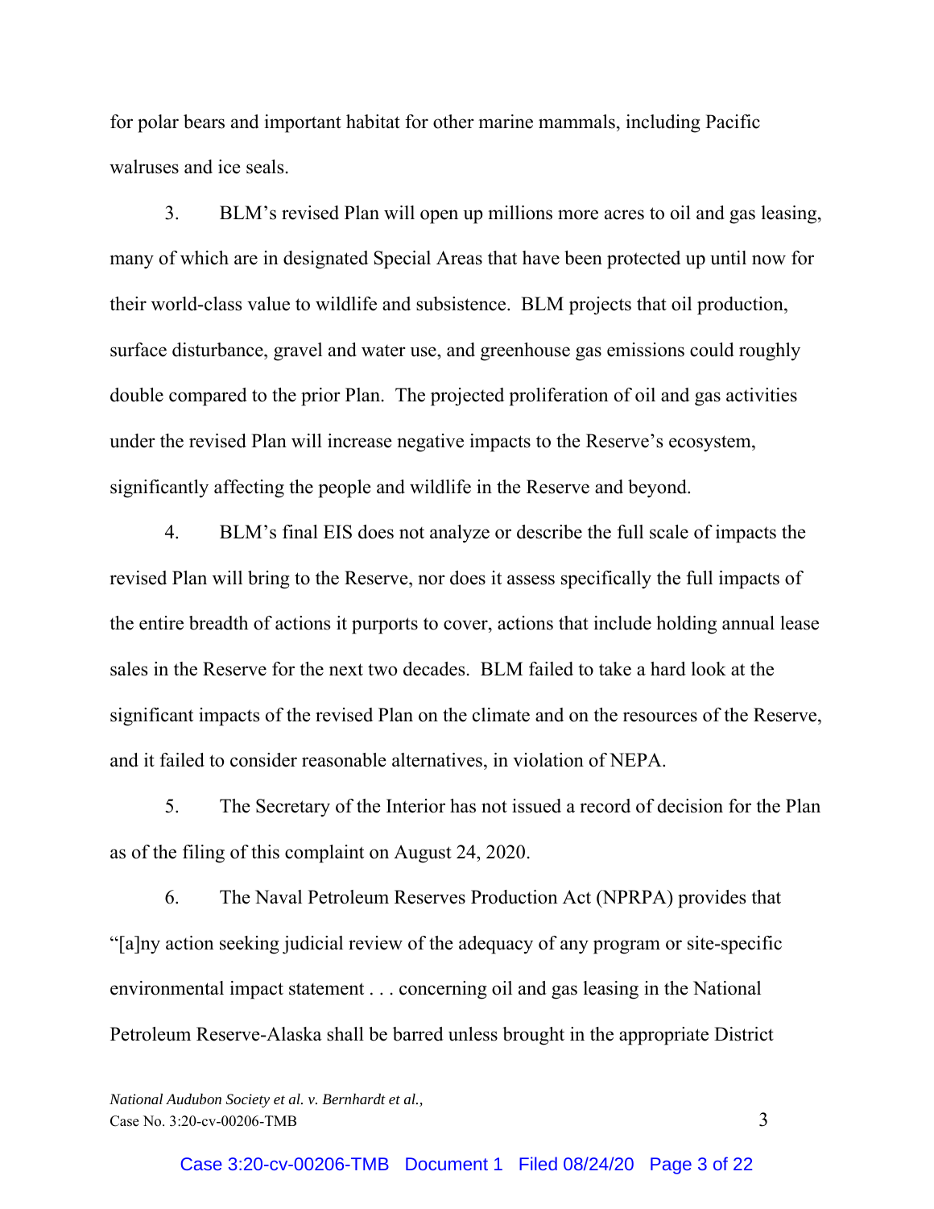for polar bears and important habitat for other marine mammals, including Pacific walruses and ice seals.

3. BLM's revised Plan will open up millions more acres to oil and gas leasing, many of which are in designated Special Areas that have been protected up until now for their world-class value to wildlife and subsistence. BLM projects that oil production, surface disturbance, gravel and water use, and greenhouse gas emissions could roughly double compared to the prior Plan. The projected proliferation of oil and gas activities under the revised Plan will increase negative impacts to the Reserve's ecosystem, significantly affecting the people and wildlife in the Reserve and beyond.

4. BLM's final EIS does not analyze or describe the full scale of impacts the revised Plan will bring to the Reserve, nor does it assess specifically the full impacts of the entire breadth of actions it purports to cover, actions that include holding annual lease sales in the Reserve for the next two decades. BLM failed to take a hard look at the significant impacts of the revised Plan on the climate and on the resources of the Reserve, and it failed to consider reasonable alternatives, in violation of NEPA.

5. The Secretary of the Interior has not issued a record of decision for the Plan as of the filing of this complaint on August 24, 2020.

6. The Naval Petroleum Reserves Production Act (NPRPA) provides that "[a]ny action seeking judicial review of the adequacy of any program or site-specific environmental impact statement . . . concerning oil and gas leasing in the National Petroleum Reserve-Alaska shall be barred unless brought in the appropriate District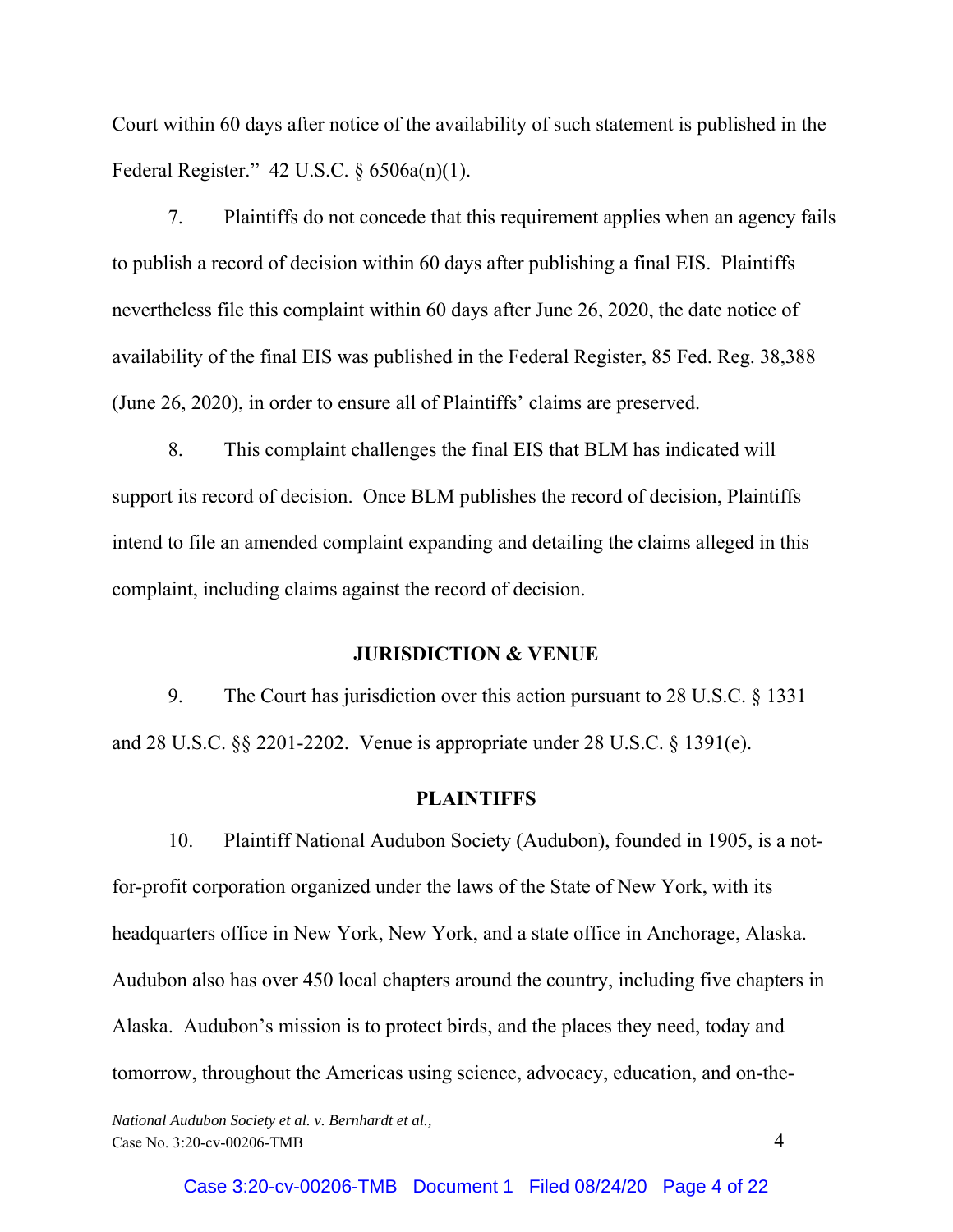Court within 60 days after notice of the availability of such statement is published in the Federal Register." 42 U.S.C. § 6506a(n)(1).

7. Plaintiffs do not concede that this requirement applies when an agency fails to publish a record of decision within 60 days after publishing a final EIS. Plaintiffs nevertheless file this complaint within 60 days after June 26, 2020, the date notice of availability of the final EIS was published in the Federal Register, 85 Fed. Reg. 38,388 (June 26, 2020), in order to ensure all of Plaintiffs' claims are preserved.

8. This complaint challenges the final EIS that BLM has indicated will support its record of decision. Once BLM publishes the record of decision, Plaintiffs intend to file an amended complaint expanding and detailing the claims alleged in this complaint, including claims against the record of decision.

## JURISDICTION & VENUE

9. The Court has jurisdiction over this action pursuant to 28 U.S.C. § 1331 and 28 U.S.C. §§ 2201-2202. Venue is appropriate under 28 U.S.C. § 1391(e).

## PLAINTIFFS

10. Plaintiff National Audubon Society (Audubon), founded in 1905, is a not-for-profit corporation organized under the laws of the State of New York, with its headquarters office in New York, New York, and a state office in Anchorage, Alaska. Audubon also has over 450 local chapters around the country, including five chapters in Alaska. Audubon's mission is to protect birds, and the places they need, today and tomorrow, throughout the Americas using science, advocacy, education, and on-the-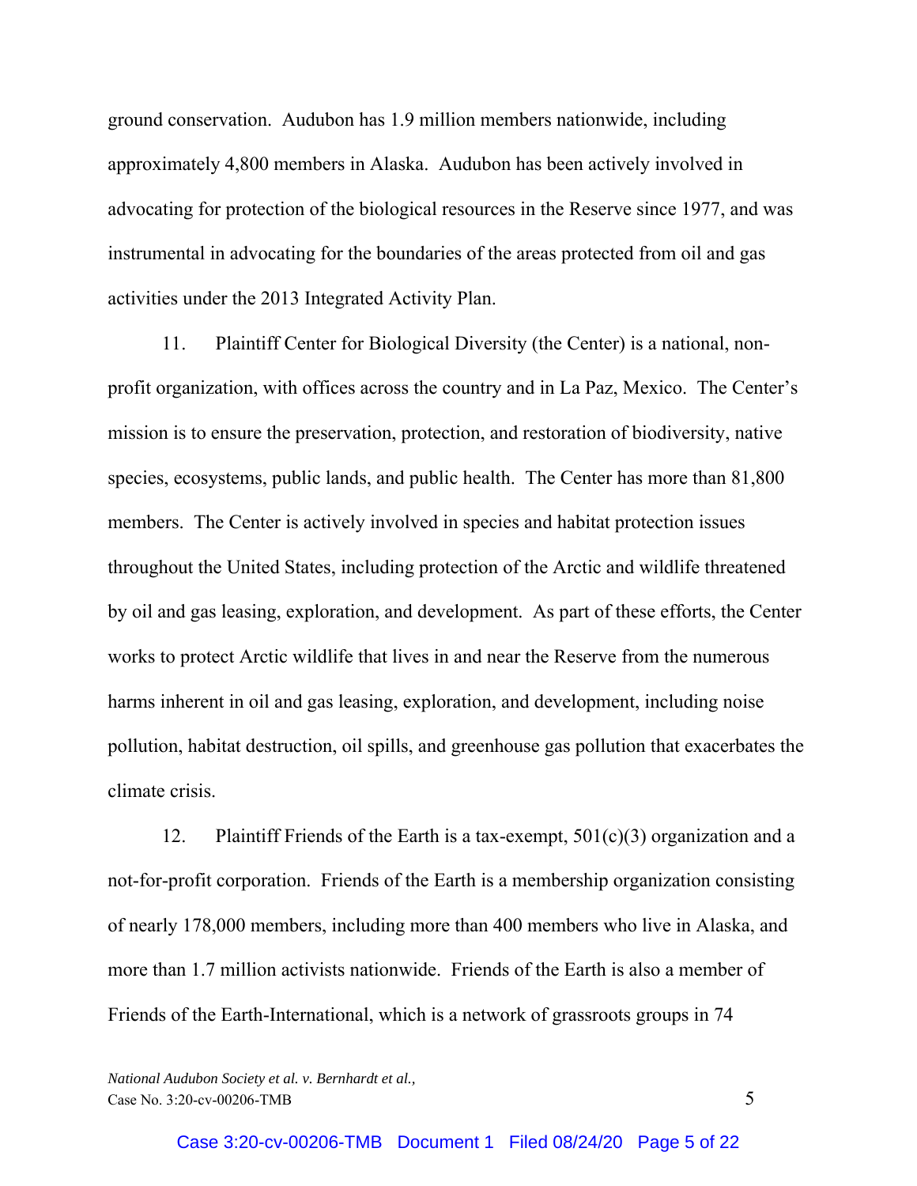ground conservation. Audubon has 1.9 million members nationwide, including approximately 4,800 members in Alaska. Audubon has been actively involved in advocating for protection of the biological resources in the Reserve since 1977, and was instrumental in advocating for the boundaries of the areas protected from oil and gas activities under the 2013 Integrated Activity Plan.

11. Plaintiff Center for Biological Diversity (the Center) is a national, non-profit organization, with offices across the country and in La Paz, Mexico. The Center's mission is to ensure the preservation, protection, and restoration of biodiversity, native species, ecosystems, public lands, and public health. The Center has more than 81,800 members. The Center is actively involved in species and habitat protection issues throughout the United States, including protection of the Arctic and wildlife threatened by oil and gas leasing, exploration, and development. As part of these efforts, the Center works to protect Arctic wildlife that lives in and near the Reserve from the numerous harms inherent in oil and gas leasing, exploration, and development, including noise pollution, habitat destruction, oil spills, and greenhouse gas pollution that exacerbates the climate crisis.

12. Plaintiff Friends of the Earth is a tax-exempt, 501(c)(3) organization and a not-for-profit corporation. Friends of the Earth is a membership organization consisting of nearly 178,000 members, including more than 400 members who live in Alaska, and more than 1.7 million activists nationwide. Friends of the Earth is also a member of Friends of the Earth-International, which is a network of grassroots groups in 74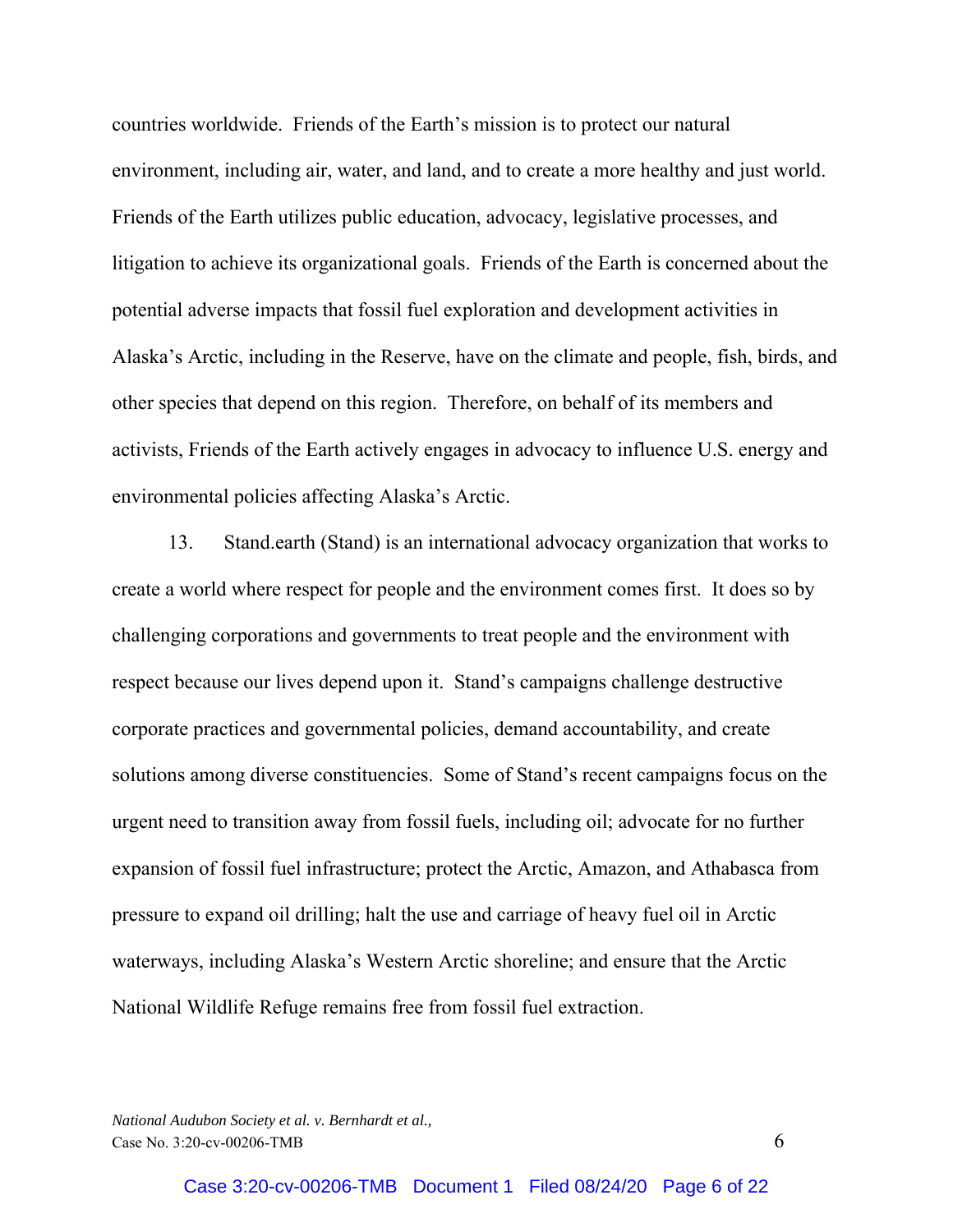countries worldwide. Friends of the Earth's mission is to protect our natural environment, including air, water, and land, and to create a more healthy and just world. Friends of the Earth utilizes public education, advocacy, legislative processes, and litigation to achieve its organizational goals. Friends of the Earth is concerned about the potential adverse impacts that fossil fuel exploration and development activities in Alaska's Arctic, including in the Reserve, have on the climate and people, fish, birds, and other species that depend on this region. Therefore, on behalf of its members and activists, Friends of the Earth actively engages in advocacy to influence U.S. energy and environmental policies affecting Alaska's Arctic.

13. Stand.earth (Stand) is an international advocacy organization that works to create a world where respect for people and the environment comes first. It does so by challenging corporations and governments to treat people and the environment with respect because our lives depend upon it. Stand's campaigns challenge destructive corporate practices and governmental policies, demand accountability, and create solutions among diverse constituencies. Some of Stand's recent campaigns focus on the urgent need to transition away from fossil fuels, including oil; advocate for no further expansion of fossil fuel infrastructure; protect the Arctic, Amazon, and Athabasca from pressure to expand oil drilling; halt the use and carriage of heavy fuel oil in Arctic waterways, including Alaska's Western Arctic shoreline; and ensure that the Arctic National Wildlife Refuge remains free from fossil fuel extraction.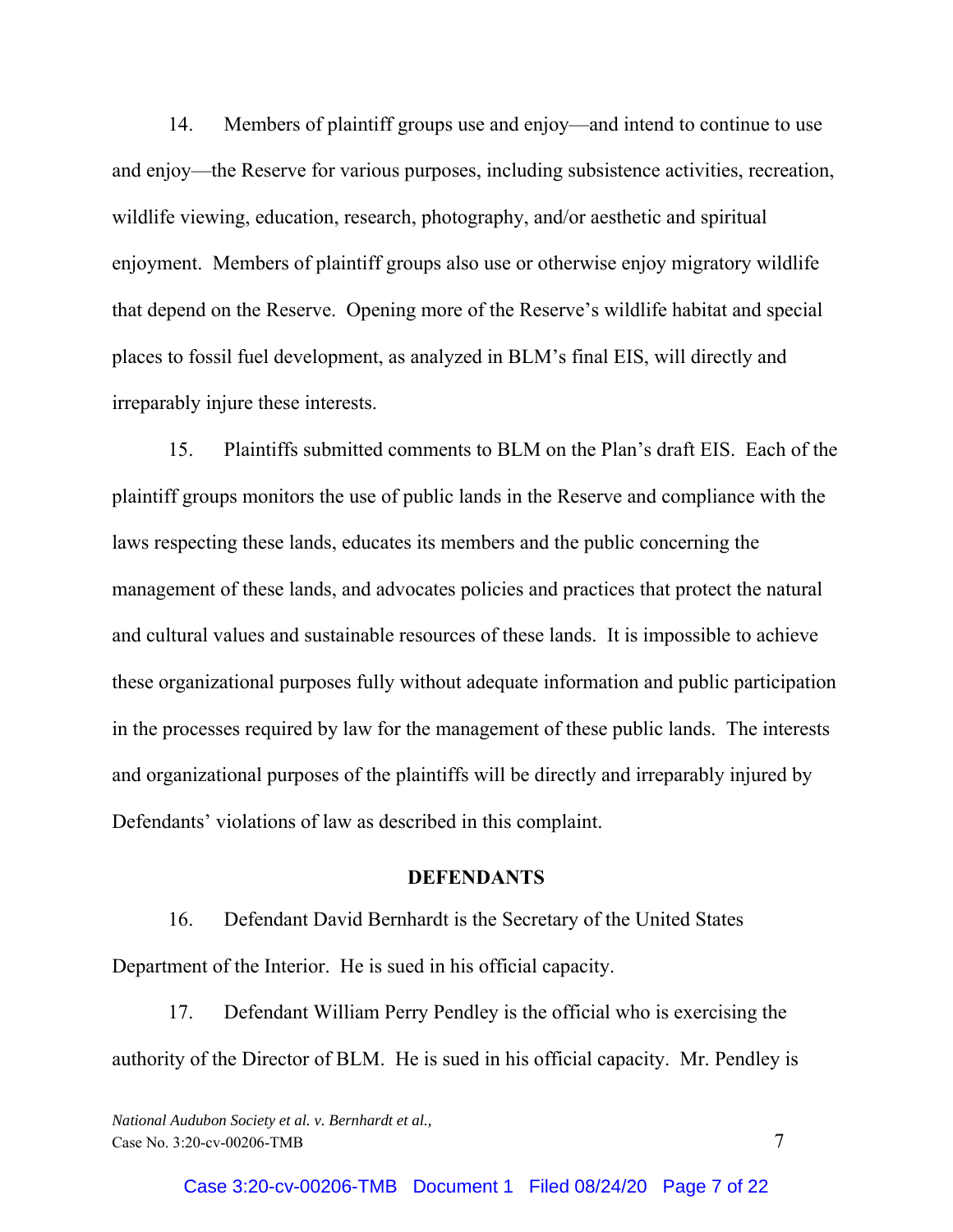14. Members of plaintiff groups use and enjoy—and intend to continue to use and enjoy—the Reserve for various purposes, including subsistence activities, recreation, wildlife viewing, education, research, photography, and/or aesthetic and spiritual enjoyment. Members of plaintiff groups also use or otherwise enjoy migratory wildlife that depend on the Reserve. Opening more of the Reserve's wildlife habitat and special places to fossil fuel development, as analyzed in BLM's final EIS, will directly and irreparably injure these interests.

15. Plaintiffs submitted comments to BLM on the Plan's draft EIS. Each of the plaintiff groups monitors the use of public lands in the Reserve and compliance with the laws respecting these lands, educates its members and the public concerning the management of these lands, and advocates policies and practices that protect the natural and cultural values and sustainable resources of these lands. It is impossible to achieve these organizational purposes fully without adequate information and public participation in the processes required by law for the management of these public lands. The interests and organizational purposes of the plaintiffs will be directly and irreparably injured by Defendants' violations of law as described in this complaint.

## DEFENDANTS

16. Defendant David Bernhardt is the Secretary of the United States Department of the Interior. He is sued in his official capacity.

17. Defendant William Perry Pendley is the official who is exercising the authority of the Director of BLM. He is sued in his official capacity. Mr. Pendley is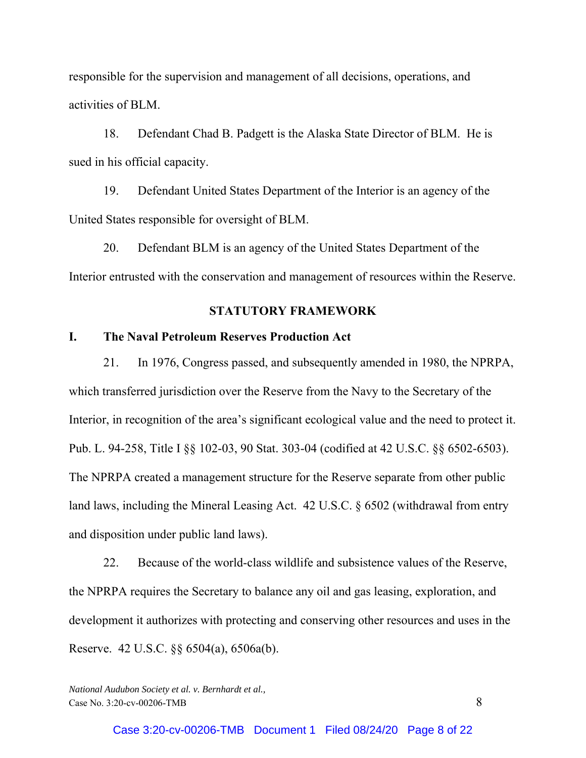responsible for the supervision and management of all decisions, operations, and activities of BLM.

18. Defendant Chad B. Padgett is the Alaska State Director of BLM. He is sued in his official capacity.

19. Defendant United States Department of the Interior is an agency of the United States responsible for oversight of BLM.

20. Defendant BLM is an agency of the United States Department of the Interior entrusted with the conservation and management of resources within the Reserve.

## STATUTORY FRAMEWORK

### I. The Naval Petroleum Reserves Production Act

21. In 1976, Congress passed, and subsequently amended in 1980, the NPRPA, which transferred jurisdiction over the Reserve from the Navy to the Secretary of the Interior, in recognition of the area's significant ecological value and the need to protect it. Pub. L. 94-258, Title I §§ 102-03, 90 Stat. 303-04 (codified at 42 U.S.C. §§ 6502-6503). The NPRPA created a management structure for the Reserve separate from other public land laws, including the Mineral Leasing Act. 42 U.S.C. § 6502 (withdrawal from entry and disposition under public land laws).

22. Because of the world-class wildlife and subsistence values of the Reserve, the NPRPA requires the Secretary to balance any oil and gas leasing, exploration, and development it authorizes with protecting and conserving other resources and uses in the Reserve. 42 U.S.C. §§ 6504(a), 6506a(b).

*National Audubon Society et al. v. Bernhardt et al.,*
Case No. 3:20-cv-00206-TMB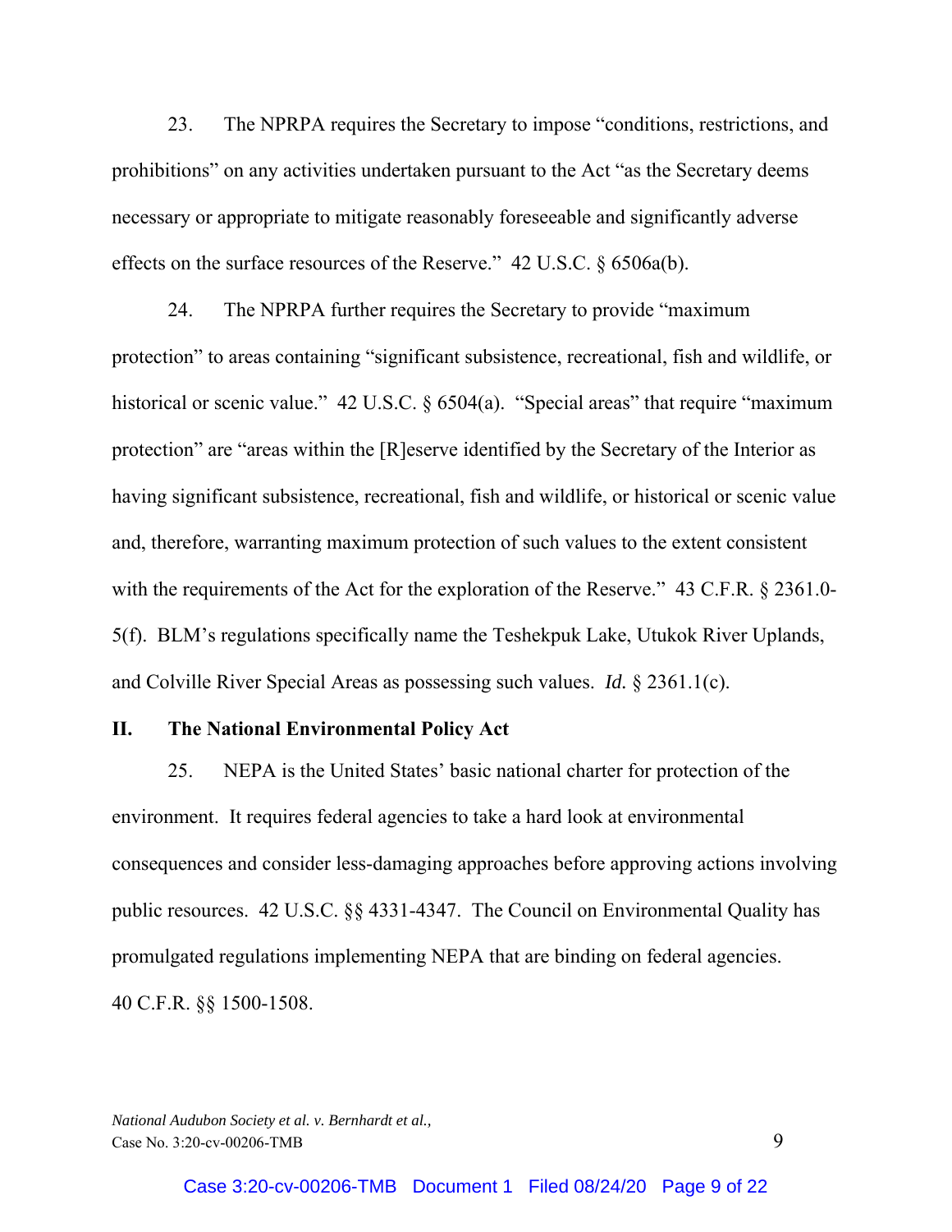23. The NPRPA requires the Secretary to impose "conditions, restrictions, and prohibitions" on any activities undertaken pursuant to the Act "as the Secretary deems necessary or appropriate to mitigate reasonably foreseeable and significantly adverse effects on the surface resources of the Reserve." 42 U.S.C. § 6506a(b).

24. The NPRPA further requires the Secretary to provide "maximum protection" to areas containing "significant subsistence, recreational, fish and wildlife, or historical or scenic value." 42 U.S.C. § 6504(a). "Special areas" that require "maximum protection" are "areas within the [R]eserve identified by the Secretary of the Interior as having significant subsistence, recreational, fish and wildlife, or historical or scenic value and, therefore, warranting maximum protection of such values to the extent consistent with the requirements of the Act for the exploration of the Reserve." 43 C.F.R. § 2361.0-5(f). BLM's regulations specifically name the Teshekpuk Lake, Utukok River Uplands, and Colville River Special Areas as possessing such values. *Id.* § 2361.1(c).

## II. The National Environmental Policy Act

25. NEPA is the United States' basic national charter for protection of the environment. It requires federal agencies to take a hard look at environmental consequences and consider less-damaging approaches before approving actions involving public resources. 42 U.S.C. §§ 4331-4347. The Council on Environmental Quality has promulgated regulations implementing NEPA that are binding on federal agencies. 40 C.F.R. §§ 1500-1508.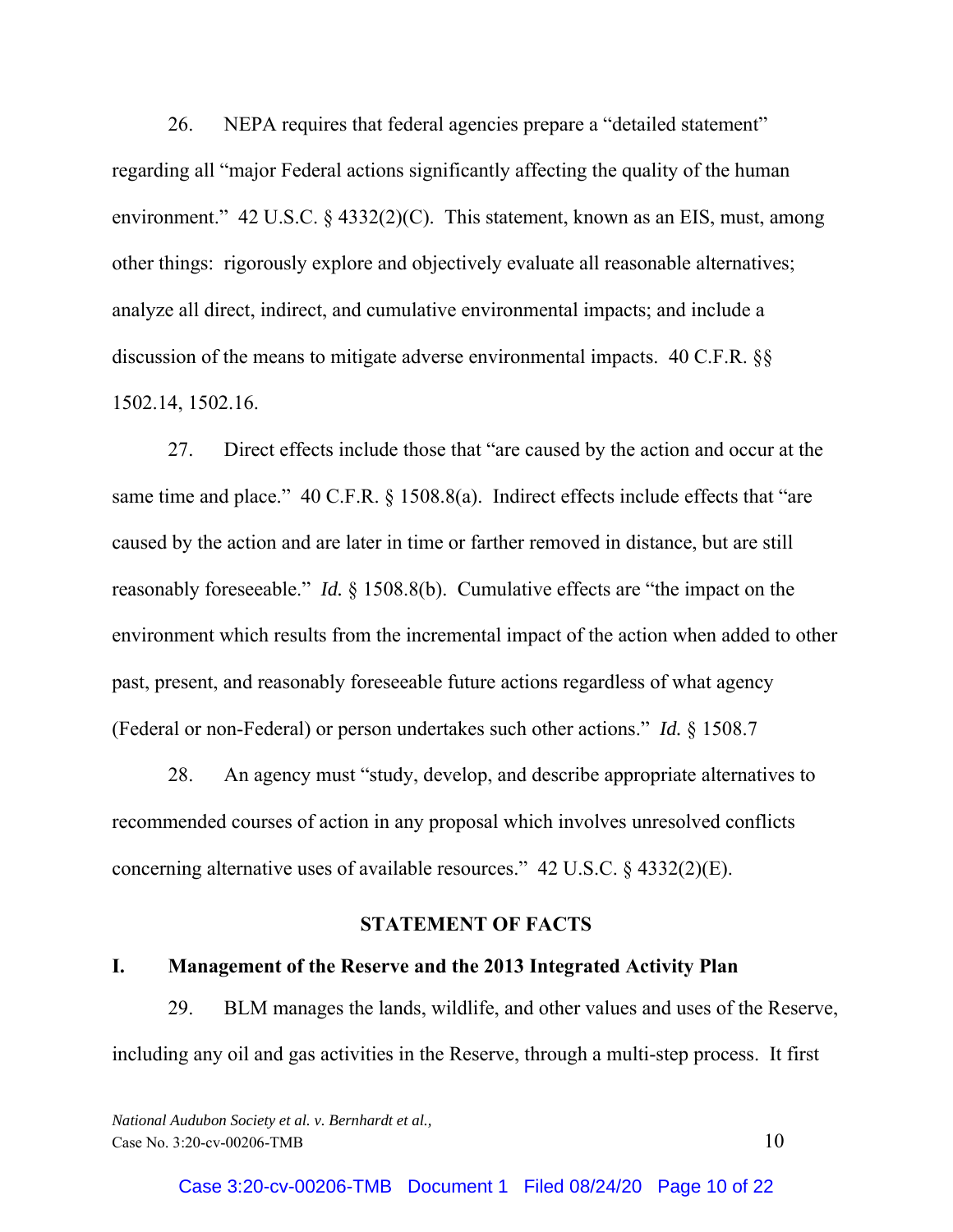26. NEPA requires that federal agencies prepare a "detailed statement" regarding all "major Federal actions significantly affecting the quality of the human environment." 42 U.S.C. § 4332(2)(C). This statement, known as an EIS, must, among other things: rigorously explore and objectively evaluate all reasonable alternatives; analyze all direct, indirect, and cumulative environmental impacts; and include a discussion of the means to mitigate adverse environmental impacts. 40 C.F.R. §§ 1502.14, 1502.16.

27. Direct effects include those that "are caused by the action and occur at the same time and place." 40 C.F.R. § 1508.8(a). Indirect effects include effects that "are caused by the action and are later in time or farther removed in distance, but are still reasonably foreseeable." *Id.* § 1508.8(b). Cumulative effects are "the impact on the environment which results from the incremental impact of the action when added to other past, present, and reasonably foreseeable future actions regardless of what agency (Federal or non-Federal) or person undertakes such other actions." *Id.* § 1508.7

28. An agency must "study, develop, and describe appropriate alternatives to recommended courses of action in any proposal which involves unresolved conflicts concerning alternative uses of available resources." 42 U.S.C. § 4332(2)(E).

## STATEMENT OF FACTS

### I. Management of the Reserve and the 2013 Integrated Activity Plan

29. BLM manages the lands, wildlife, and other values and uses of the Reserve, including any oil and gas activities in the Reserve, through a multi-step process. It first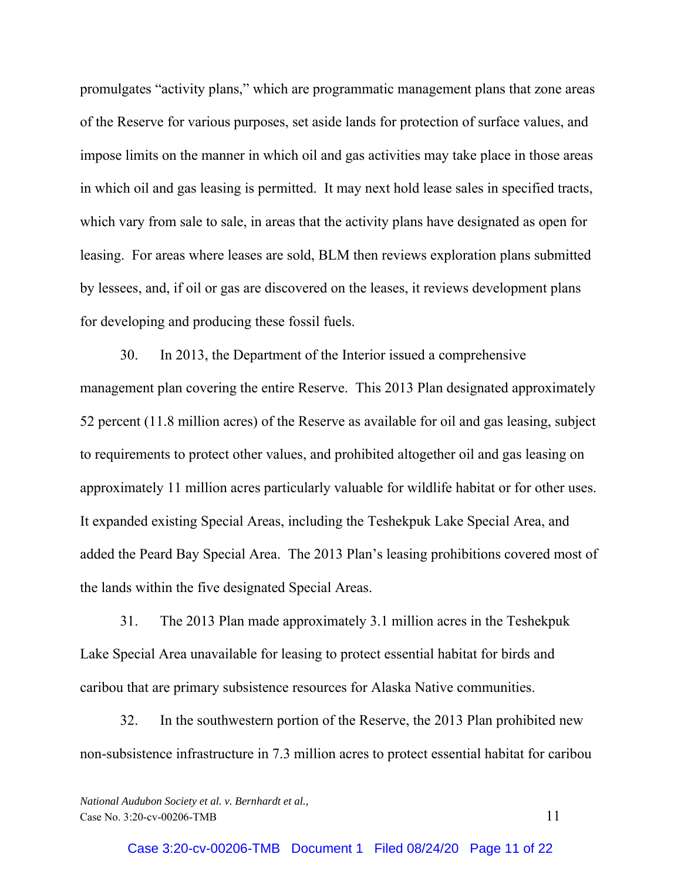promulgates "activity plans," which are programmatic management plans that zone areas of the Reserve for various purposes, set aside lands for protection of surface values, and impose limits on the manner in which oil and gas activities may take place in those areas in which oil and gas leasing is permitted. It may next hold lease sales in specified tracts, which vary from sale to sale, in areas that the activity plans have designated as open for leasing. For areas where leases are sold, BLM then reviews exploration plans submitted by lessees, and, if oil or gas are discovered on the leases, it reviews development plans for developing and producing these fossil fuels.

30. In 2013, the Department of the Interior issued a comprehensive management plan covering the entire Reserve. This 2013 Plan designated approximately 52 percent (11.8 million acres) of the Reserve as available for oil and gas leasing, subject to requirements to protect other values, and prohibited altogether oil and gas leasing on approximately 11 million acres particularly valuable for wildlife habitat or for other uses. It expanded existing Special Areas, including the Teshekpuk Lake Special Area, and added the Peard Bay Special Area. The 2013 Plan's leasing prohibitions covered most of the lands within the five designated Special Areas.

31. The 2013 Plan made approximately 3.1 million acres in the Teshekpuk Lake Special Area unavailable for leasing to protect essential habitat for birds and caribou that are primary subsistence resources for Alaska Native communities.

32. In the southwestern portion of the Reserve, the 2013 Plan prohibited new non-subsistence infrastructure in 7.3 million acres to protect essential habitat for caribou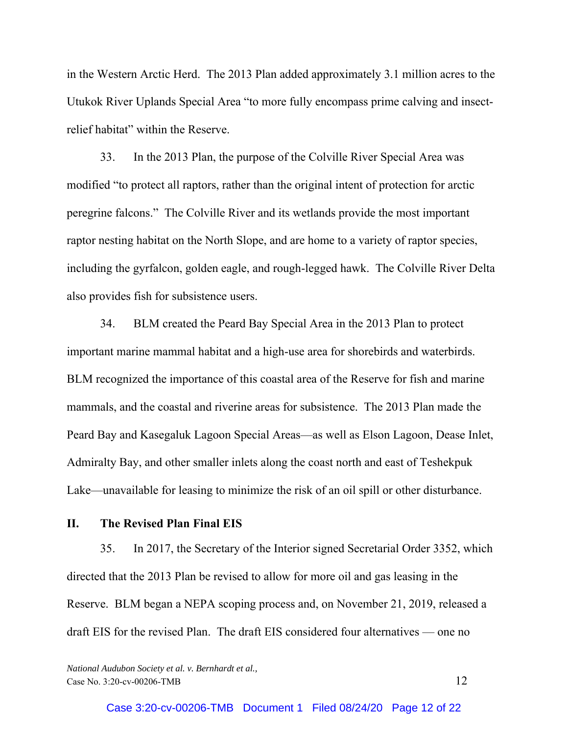in the Western Arctic Herd. The 2013 Plan added approximately 3.1 million acres to the Utukok River Uplands Special Area "to more fully encompass prime calving and insect-relief habitat" within the Reserve.

33. In the 2013 Plan, the purpose of the Colville River Special Area was modified "to protect all raptors, rather than the original intent of protection for arctic peregrine falcons." The Colville River and its wetlands provide the most important raptor nesting habitat on the North Slope, and are home to a variety of raptor species, including the gyrfalcon, golden eagle, and rough-legged hawk. The Colville River Delta also provides fish for subsistence users.

34. BLM created the Peard Bay Special Area in the 2013 Plan to protect important marine mammal habitat and a high-use area for shorebirds and waterbirds. BLM recognized the importance of this coastal area of the Reserve for fish and marine mammals, and the coastal and riverine areas for subsistence. The 2013 Plan made the Peard Bay and Kasegaluk Lagoon Special Areas—as well as Elson Lagoon, Dease Inlet, Admiralty Bay, and other smaller inlets along the coast north and east of Teshekpuk Lake—unavailable for leasing to minimize the risk of an oil spill or other disturbance.

## II. The Revised Plan Final EIS

35. In 2017, the Secretary of the Interior signed Secretarial Order 3352, which directed that the 2013 Plan be revised to allow for more oil and gas leasing in the Reserve. BLM began a NEPA scoping process and, on November 21, 2019, released a draft EIS for the revised Plan. The draft EIS considered four alternatives — one no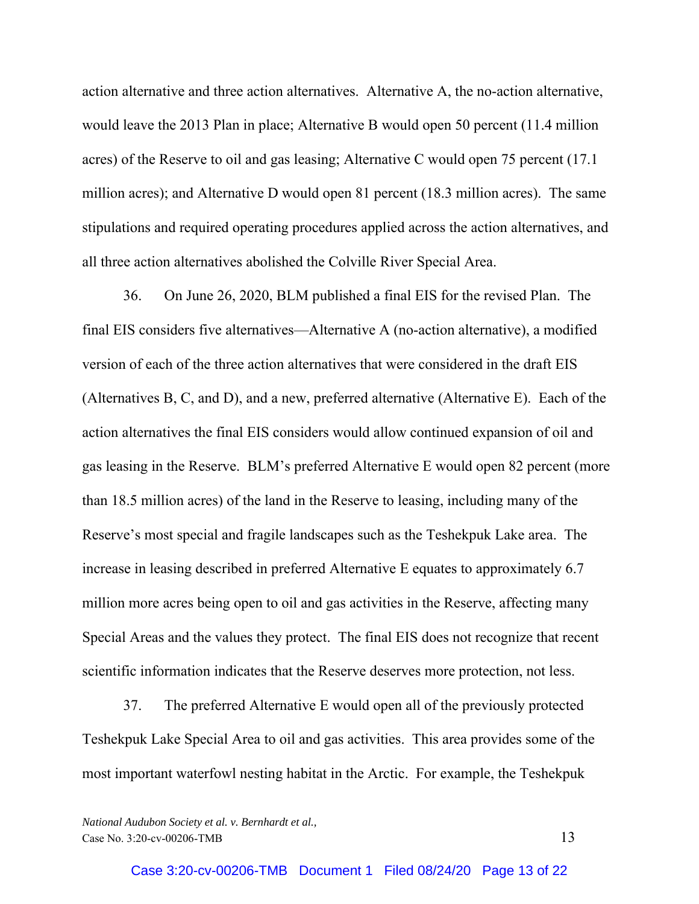action alternative and three action alternatives. Alternative A, the no-action alternative, would leave the 2013 Plan in place; Alternative B would open 50 percent (11.4 million acres) of the Reserve to oil and gas leasing; Alternative C would open 75 percent (17.1 million acres); and Alternative D would open 81 percent (18.3 million acres). The same stipulations and required operating procedures applied across the action alternatives, and all three action alternatives abolished the Colville River Special Area.

36. On June 26, 2020, BLM published a final EIS for the revised Plan. The final EIS considers five alternatives—Alternative A (no-action alternative), a modified version of each of the three action alternatives that were considered in the draft EIS (Alternatives B, C, and D), and a new, preferred alternative (Alternative E). Each of the action alternatives the final EIS considers would allow continued expansion of oil and gas leasing in the Reserve. BLM's preferred Alternative E would open 82 percent (more than 18.5 million acres) of the land in the Reserve to leasing, including many of the Reserve's most special and fragile landscapes such as the Teshekpuk Lake area. The increase in leasing described in preferred Alternative E equates to approximately 6.7 million more acres being open to oil and gas activities in the Reserve, affecting many Special Areas and the values they protect. The final EIS does not recognize that recent scientific information indicates that the Reserve deserves more protection, not less.

37. The preferred Alternative E would open all of the previously protected Teshekpuk Lake Special Area to oil and gas activities. This area provides some of the most important waterfowl nesting habitat in the Arctic. For example, the Teshekpuk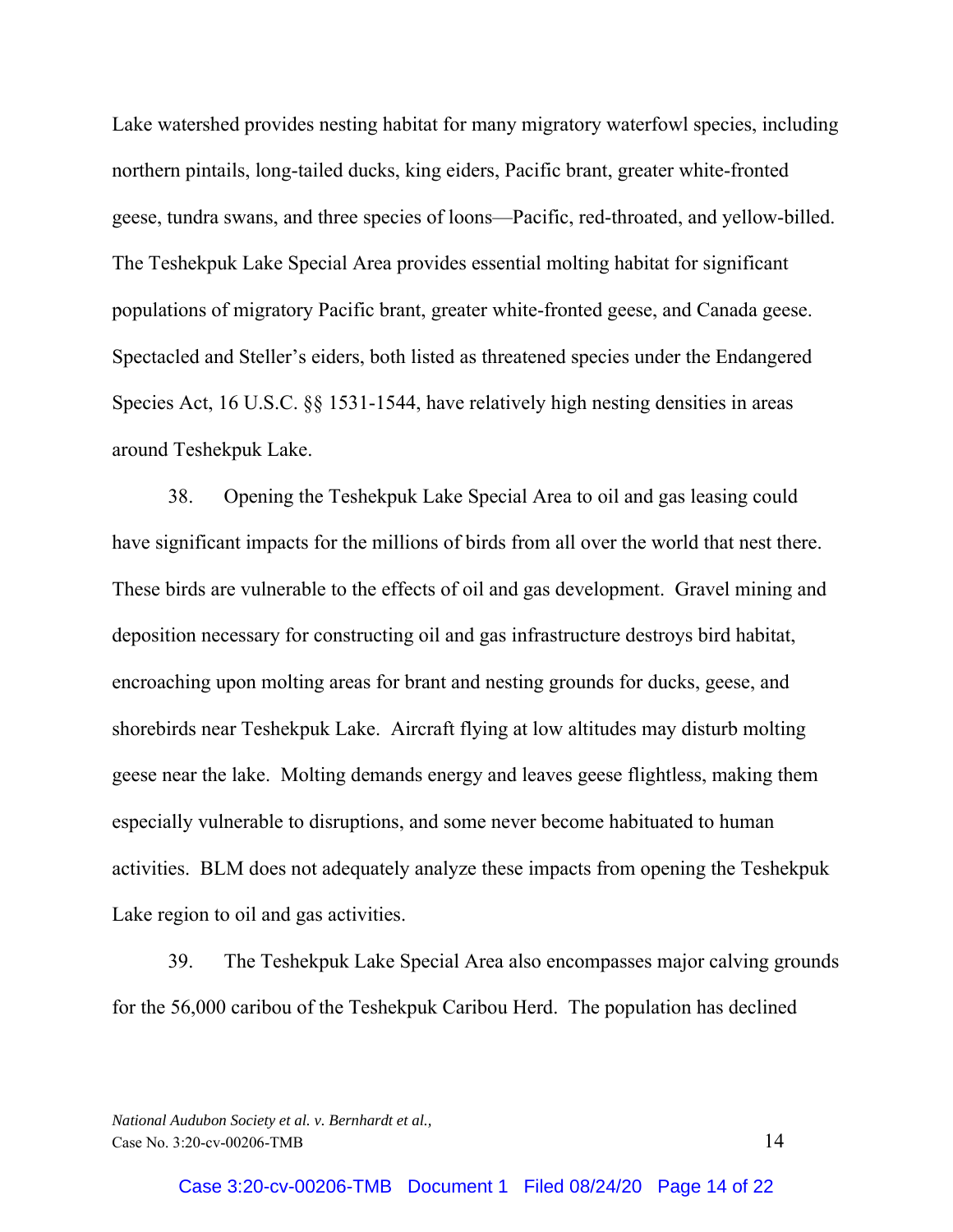Lake watershed provides nesting habitat for many migratory waterfowl species, including northern pintails, long-tailed ducks, king eiders, Pacific brant, greater white-fronted geese, tundra swans, and three species of loons—Pacific, red-throated, and yellow-billed. The Teshekpuk Lake Special Area provides essential molting habitat for significant populations of migratory Pacific brant, greater white-fronted geese, and Canada geese. Spectacled and Steller's eiders, both listed as threatened species under the Endangered Species Act, 16 U.S.C. §§ 1531-1544, have relatively high nesting densities in areas around Teshekpuk Lake.

38. Opening the Teshekpuk Lake Special Area to oil and gas leasing could have significant impacts for the millions of birds from all over the world that nest there. These birds are vulnerable to the effects of oil and gas development. Gravel mining and deposition necessary for constructing oil and gas infrastructure destroys bird habitat, encroaching upon molting areas for brant and nesting grounds for ducks, geese, and shorebirds near Teshekpuk Lake. Aircraft flying at low altitudes may disturb molting geese near the lake. Molting demands energy and leaves geese flightless, making them especially vulnerable to disruptions, and some never become habituated to human activities. BLM does not adequately analyze these impacts from opening the Teshekpuk Lake region to oil and gas activities.

39. The Teshekpuk Lake Special Area also encompasses major calving grounds for the 56,000 caribou of the Teshekpuk Caribou Herd. The population has declined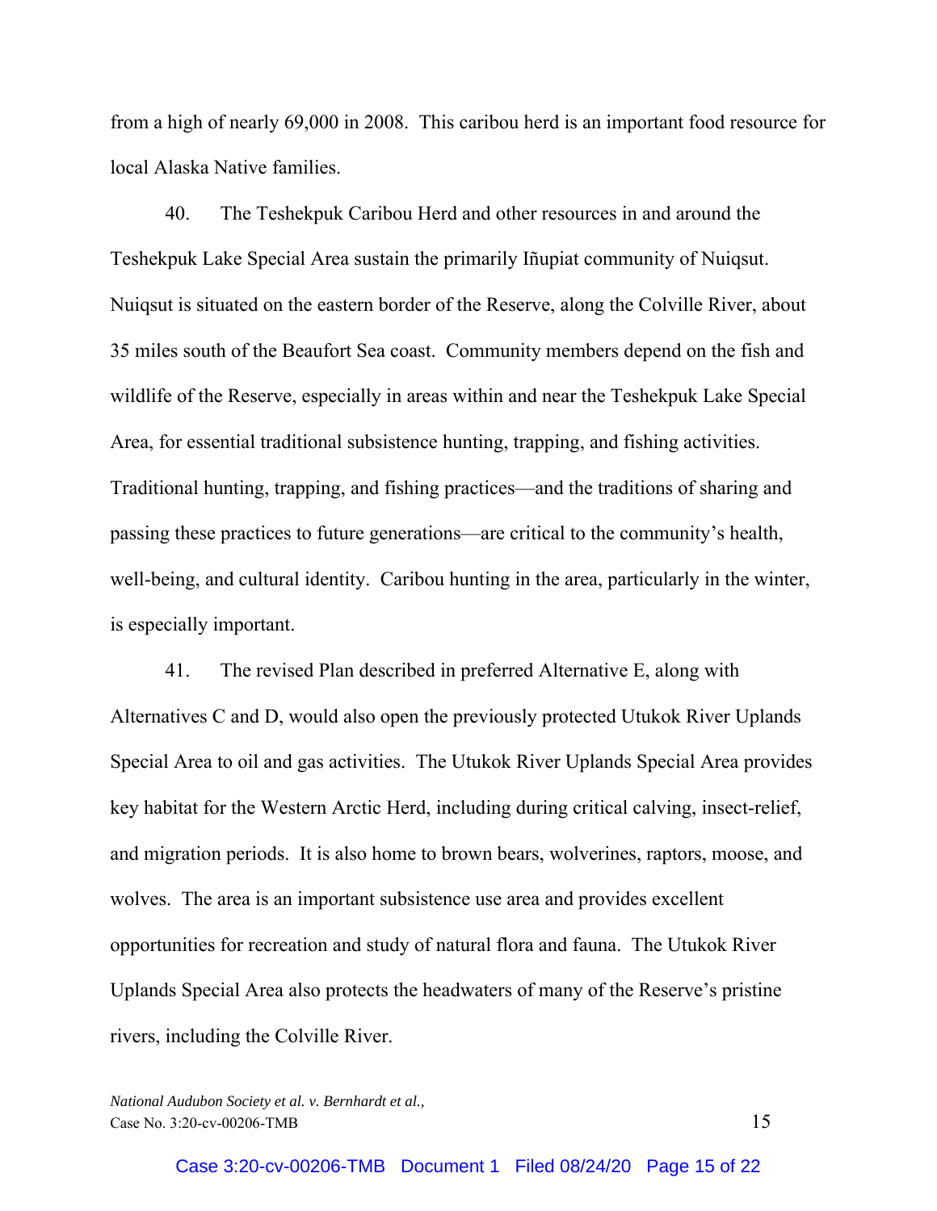from a high of nearly 69,000 in 2008. This caribou herd is an important food resource for local Alaska Native families.

40. The Teshekpuk Caribou Herd and other resources in and around the Teshekpuk Lake Special Area sustain the primarily Iñupiat community of Nuiqsut. Nuiqsut is situated on the eastern border of the Reserve, along the Colville River, about 35 miles south of the Beaufort Sea coast. Community members depend on the fish and wildlife of the Reserve, especially in areas within and near the Teshekpuk Lake Special Area, for essential traditional subsistence hunting, trapping, and fishing activities. Traditional hunting, trapping, and fishing practices—and the traditions of sharing and passing these practices to future generations—are critical to the community's health, well-being, and cultural identity. Caribou hunting in the area, particularly in the winter, is especially important.

41. The revised Plan described in preferred Alternative E, along with Alternatives C and D, would also open the previously protected Utukok River Uplands Special Area to oil and gas activities. The Utukok River Uplands Special Area provides key habitat for the Western Arctic Herd, including during critical calving, insect-relief, and migration periods. It is also home to brown bears, wolverines, raptors, moose, and wolves. The area is an important subsistence use area and provides excellent opportunities for recreation and study of natural flora and fauna. The Utukok River Uplands Special Area also protects the headwaters of many of the Reserve's pristine rivers, including the Colville River.

*National Audubon Society et al. v. Bernhardt et al.,*
Case No. 3:20-cv-00206-TMB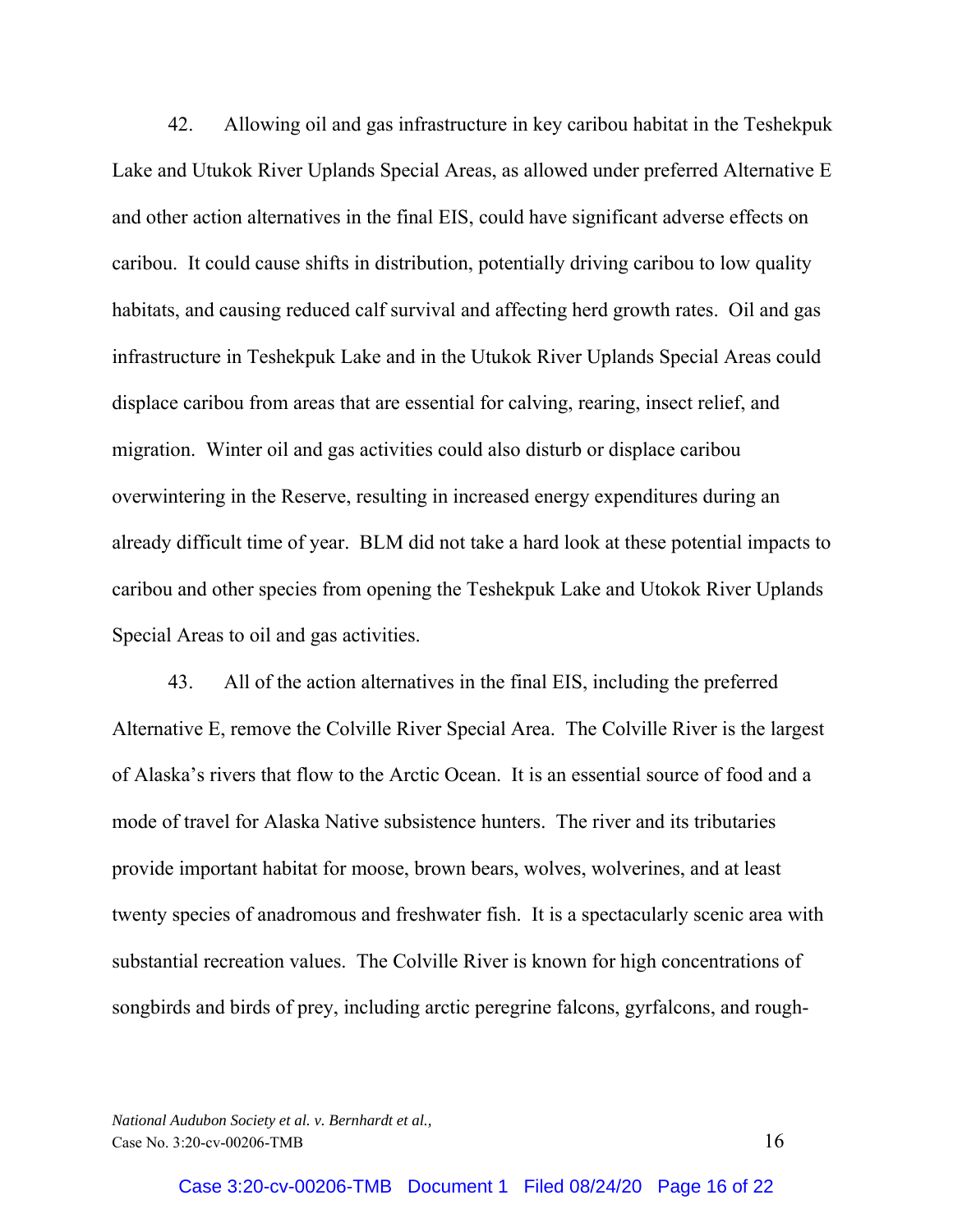42. Allowing oil and gas infrastructure in key caribou habitat in the Teshekpuk Lake and Utukok River Uplands Special Areas, as allowed under preferred Alternative E and other action alternatives in the final EIS, could have significant adverse effects on caribou. It could cause shifts in distribution, potentially driving caribou to low quality habitats, and causing reduced calf survival and affecting herd growth rates. Oil and gas infrastructure in Teshekpuk Lake and in the Utukok River Uplands Special Areas could displace caribou from areas that are essential for calving, rearing, insect relief, and migration. Winter oil and gas activities could also disturb or displace caribou overwintering in the Reserve, resulting in increased energy expenditures during an already difficult time of year. BLM did not take a hard look at these potential impacts to caribou and other species from opening the Teshekpuk Lake and Utokok River Uplands Special Areas to oil and gas activities.

43. All of the action alternatives in the final EIS, including the preferred Alternative E, remove the Colville River Special Area. The Colville River is the largest of Alaska's rivers that flow to the Arctic Ocean. It is an essential source of food and a mode of travel for Alaska Native subsistence hunters. The river and its tributaries provide important habitat for moose, brown bears, wolves, wolverines, and at least twenty species of anadromous and freshwater fish. It is a spectacularly scenic area with substantial recreation values. The Colville River is known for high concentrations of songbirds and birds of prey, including arctic peregrine falcons, gyrfalcons, and rough-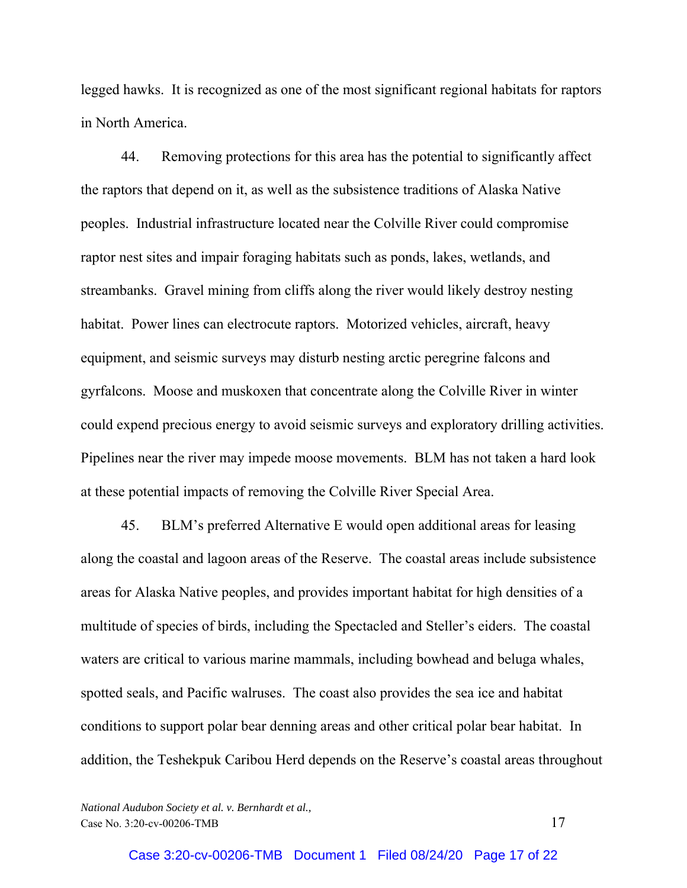legged hawks. It is recognized as one of the most significant regional habitats for raptors in North America.

44. Removing protections for this area has the potential to significantly affect the raptors that depend on it, as well as the subsistence traditions of Alaska Native peoples. Industrial infrastructure located near the Colville River could compromise raptor nest sites and impair foraging habitats such as ponds, lakes, wetlands, and streambanks. Gravel mining from cliffs along the river would likely destroy nesting habitat. Power lines can electrocute raptors. Motorized vehicles, aircraft, heavy equipment, and seismic surveys may disturb nesting arctic peregrine falcons and gyrfalcons. Moose and muskoxen that concentrate along the Colville River in winter could expend precious energy to avoid seismic surveys and exploratory drilling activities. Pipelines near the river may impede moose movements. BLM has not taken a hard look at these potential impacts of removing the Colville River Special Area.

45. BLM's preferred Alternative E would open additional areas for leasing along the coastal and lagoon areas of the Reserve. The coastal areas include subsistence areas for Alaska Native peoples, and provides important habitat for high densities of a multitude of species of birds, including the Spectacled and Steller's eiders. The coastal waters are critical to various marine mammals, including bowhead and beluga whales, spotted seals, and Pacific walruses. The coast also provides the sea ice and habitat conditions to support polar bear denning areas and other critical polar bear habitat. In addition, the Teshekpuk Caribou Herd depends on the Reserve's coastal areas throughout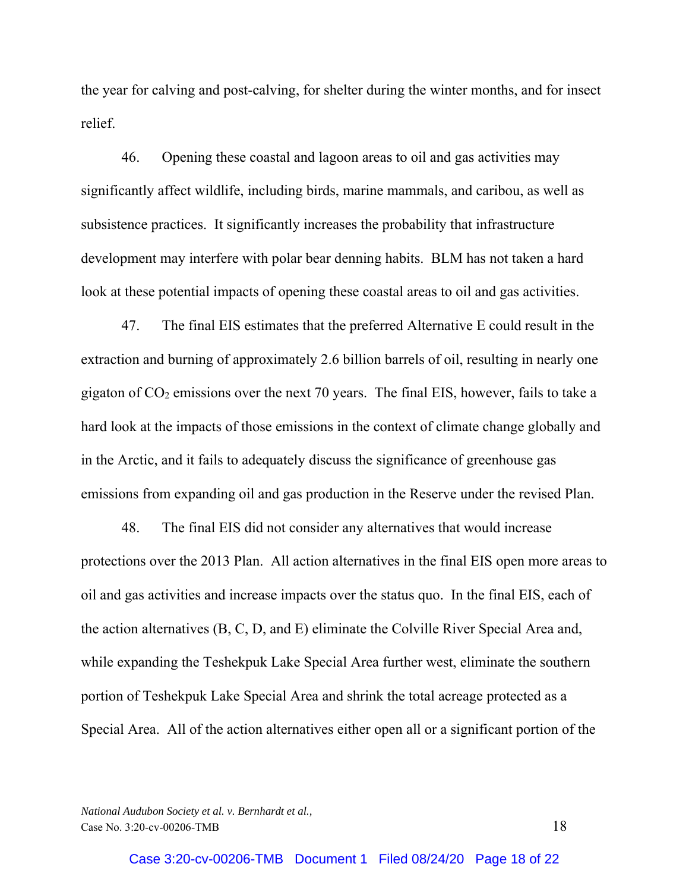the year for calving and post-calving, for shelter during the winter months, and for insect relief.

46. Opening these coastal and lagoon areas to oil and gas activities may significantly affect wildlife, including birds, marine mammals, and caribou, as well as subsistence practices. It significantly increases the probability that infrastructure development may interfere with polar bear denning habits. BLM has not taken a hard look at these potential impacts of opening these coastal areas to oil and gas activities.

47. The final EIS estimates that the preferred Alternative E could result in the extraction and burning of approximately 2.6 billion barrels of oil, resulting in nearly one gigaton of $CO_2$ emissions over the next 70 years. The final EIS, however, fails to take a hard look at the impacts of those emissions in the context of climate change globally and in the Arctic, and it fails to adequately discuss the significance of greenhouse gas emissions from expanding oil and gas production in the Reserve under the revised Plan.

48. The final EIS did not consider any alternatives that would increase protections over the 2013 Plan. All action alternatives in the final EIS open more areas to oil and gas activities and increase impacts over the status quo. In the final EIS, each of the action alternatives (B, C, D, and E) eliminate the Colville River Special Area and, while expanding the Teshekpuk Lake Special Area further west, eliminate the southern portion of Teshekpuk Lake Special Area and shrink the total acreage protected as a Special Area. All of the action alternatives either open all or a significant portion of the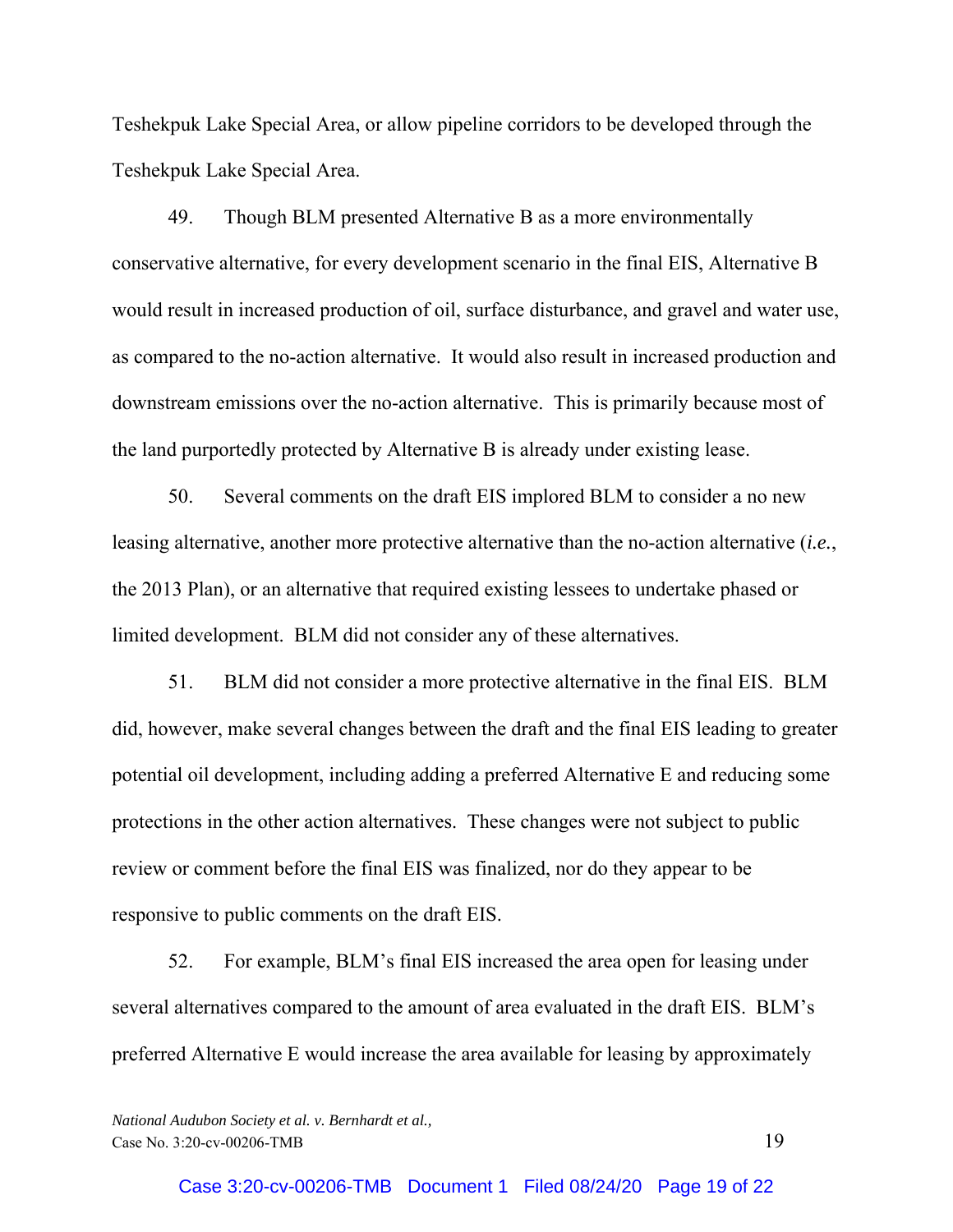Teshekpuk Lake Special Area, or allow pipeline corridors to be developed through the Teshekpuk Lake Special Area.

49. Though BLM presented Alternative B as a more environmentally conservative alternative, for every development scenario in the final EIS, Alternative B would result in increased production of oil, surface disturbance, and gravel and water use, as compared to the no-action alternative. It would also result in increased production and downstream emissions over the no-action alternative. This is primarily because most of the land purportedly protected by Alternative B is already under existing lease.

50. Several comments on the draft EIS implored BLM to consider a no new leasing alternative, another more protective alternative than the no-action alternative (*i.e.*, the 2013 Plan), or an alternative that required existing lessees to undertake phased or limited development. BLM did not consider any of these alternatives.

51. BLM did not consider a more protective alternative in the final EIS. BLM did, however, make several changes between the draft and the final EIS leading to greater potential oil development, including adding a preferred Alternative E and reducing some protections in the other action alternatives. These changes were not subject to public review or comment before the final EIS was finalized, nor do they appear to be responsive to public comments on the draft EIS.

52. For example, BLM's final EIS increased the area open for leasing under several alternatives compared to the amount of area evaluated in the draft EIS. BLM's preferred Alternative E would increase the area available for leasing by approximately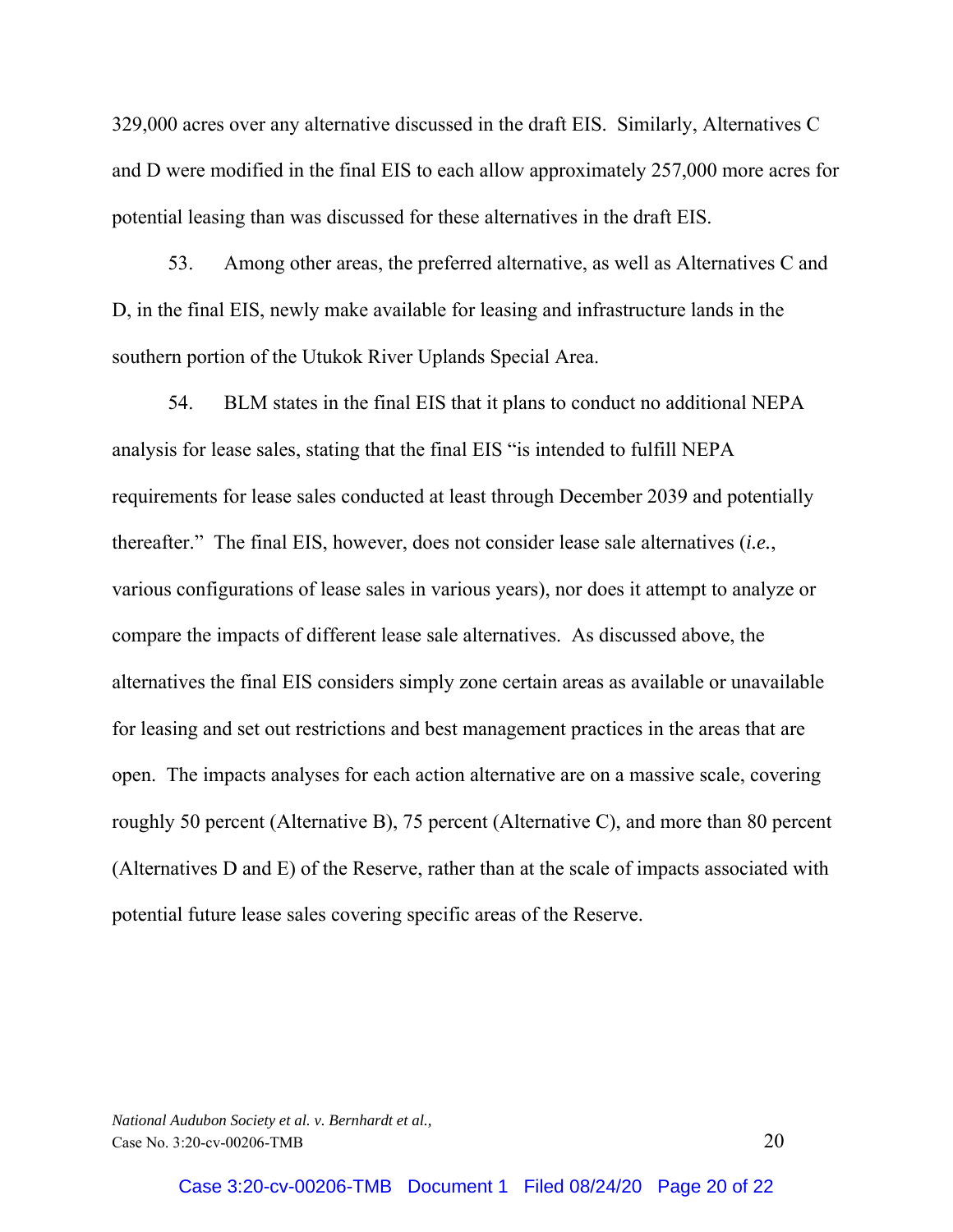329,000 acres over any alternative discussed in the draft EIS. Similarly, Alternatives C and D were modified in the final EIS to each allow approximately 257,000 more acres for potential leasing than was discussed for these alternatives in the draft EIS.

53. Among other areas, the preferred alternative, as well as Alternatives C and D, in the final EIS, newly make available for leasing and infrastructure lands in the southern portion of the Utukok River Uplands Special Area.

54. BLM states in the final EIS that it plans to conduct no additional NEPA analysis for lease sales, stating that the final EIS "is intended to fulfill NEPA requirements for lease sales conducted at least through December 2039 and potentially thereafter." The final EIS, however, does not consider lease sale alternatives (*i.e.*, various configurations of lease sales in various years), nor does it attempt to analyze or compare the impacts of different lease sale alternatives. As discussed above, the alternatives the final EIS considers simply zone certain areas as available or unavailable for leasing and set out restrictions and best management practices in the areas that are open. The impacts analyses for each action alternative are on a massive scale, covering roughly 50 percent (Alternative B), 75 percent (Alternative C), and more than 80 percent (Alternatives D and E) of the Reserve, rather than at the scale of impacts associated with potential future lease sales covering specific areas of the Reserve.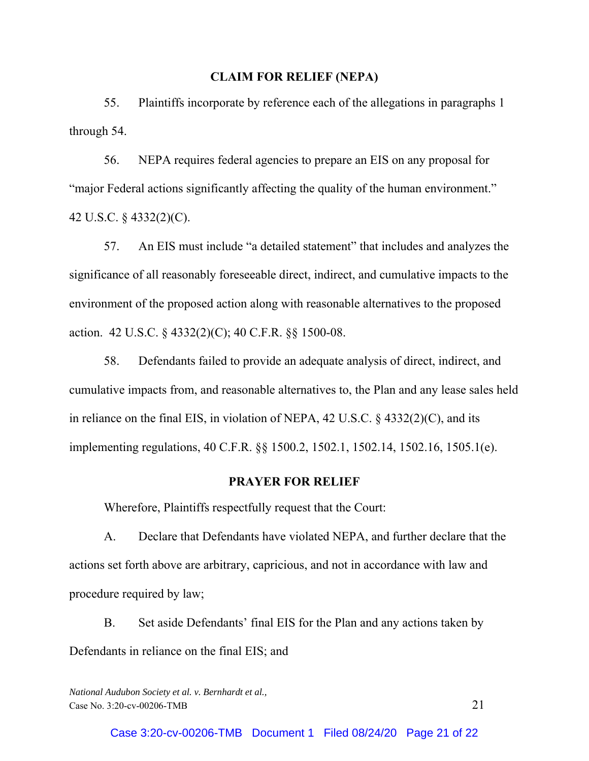## CLAIM FOR RELIEF (NEPA)

55. Plaintiffs incorporate by reference each of the allegations in paragraphs 1 through 54.

56. NEPA requires federal agencies to prepare an EIS on any proposal for "major Federal actions significantly affecting the quality of the human environment." 42 U.S.C. § 4332(2)(C).

57. An EIS must include "a detailed statement" that includes and analyzes the significance of all reasonably foreseeable direct, indirect, and cumulative impacts to the environment of the proposed action along with reasonable alternatives to the proposed action. 42 U.S.C. § 4332(2)(C); 40 C.F.R. §§ 1500-08.

58. Defendants failed to provide an adequate analysis of direct, indirect, and cumulative impacts from, and reasonable alternatives to, the Plan and any lease sales held in reliance on the final EIS, in violation of NEPA, 42 U.S.C. § 4332(2)(C), and its implementing regulations, 40 C.F.R. §§ 1500.2, 1502.1, 1502.14, 1502.16, 1505.1(e).

## PRAYER FOR RELIEF

Wherefore, Plaintiffs respectfully request that the Court:

A. Declare that Defendants have violated NEPA, and further declare that the actions set forth above are arbitrary, capricious, and not in accordance with law and procedure required by law;

B. Set aside Defendants' final EIS for the Plan and any actions taken by Defendants in reliance on the final EIS; and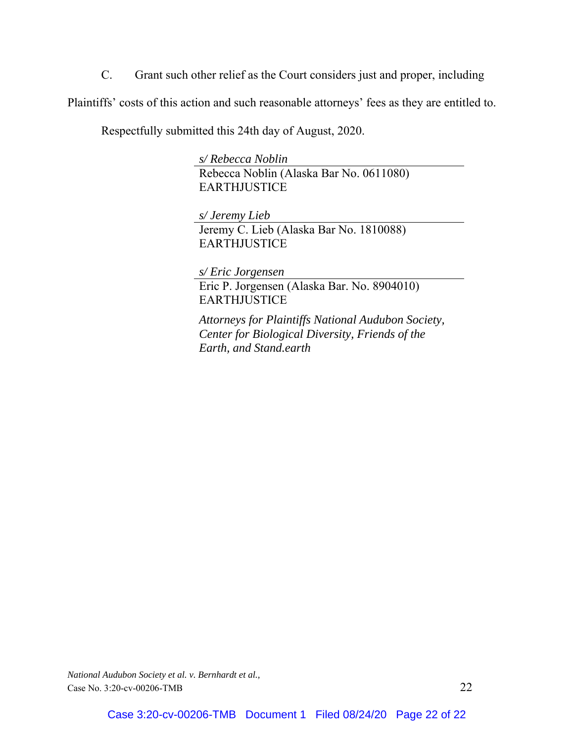C. Grant such other relief as the Court considers just and proper, including Plaintiffs' costs of this action and such reasonable attorneys' fees as they are entitled to.

Respectfully submitted this 24th day of August, 2020.

*s/ Rebecca Noblin*
Rebecca Noblin (Alaska Bar No. 0611080)
EARTHJUSTICE

*s/ Jeremy Lieb*
Jeremy C. Lieb (Alaska Bar No. 1810088)
EARTHJUSTICE

*s/ Eric Jorgensen*
Eric P. Jorgensen (Alaska Bar. No. 8904010)
EARTHJUSTICE

*Attorneys for Plaintiffs National Audubon Society, Center for Biological Diversity, Friends of the Earth, and Stand.earth*